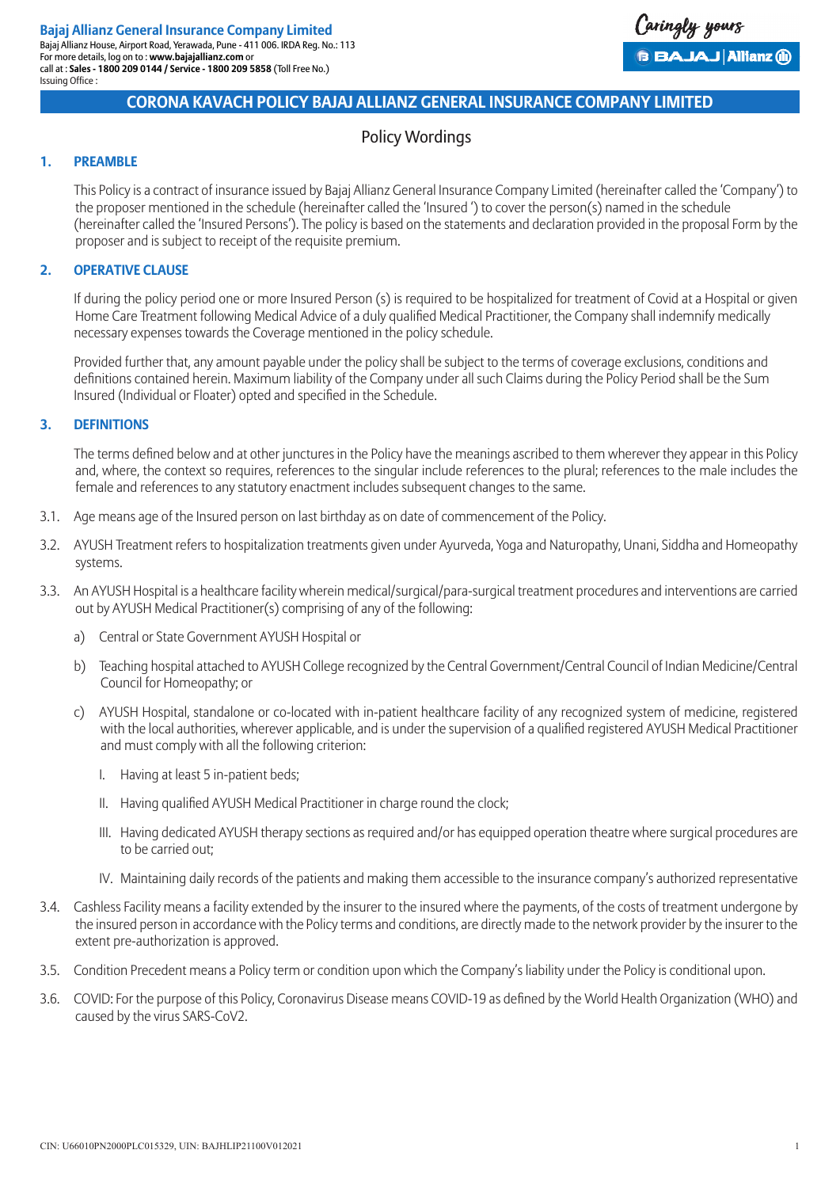**Bajaj Allianz General Insurance Company Limited**
Bajaj Allianz House, Airport Road, Yerawada, Pune - 411 006. IRDA Reg. No.: 113
For more details, log on to : **www.bajajallianz.com** or
call at : **Sales - 1800 209 0144 / Service - 1800 209 5858** (Toll Free No.)
Issuing Office :

# CORONA KAVACH POLICY BAJAJ ALLIANZ GENERAL INSURANCE COMPANY LIMITED

## Policy Wordings

### 1. PREAMBLE

This Policy is a contract of insurance issued by Bajaj Allianz General Insurance Company Limited (hereinafter called the 'Company') to the proposer mentioned in the schedule (hereinafter called the 'Insured ') to cover the person(s) named in the schedule (hereinafter called the 'Insured Persons'). The policy is based on the statements and declaration provided in the proposal Form by the proposer and is subject to receipt of the requisite premium.

### 2. OPERATIVE CLAUSE

If during the policy period one or more Insured Person (s) is required to be hospitalized for treatment of Covid at a Hospital or given Home Care Treatment following Medical Advice of a duly qualified Medical Practitioner, the Company shall indemnify medically necessary expenses towards the Coverage mentioned in the policy schedule.

Provided further that, any amount payable under the policy shall be subject to the terms of coverage exclusions, conditions and definitions contained herein. Maximum liability of the Company under all such Claims during the Policy Period shall be the Sum Insured (Individual or Floater) opted and specified in the Schedule.

### 3. DEFINITIONS

The terms defined below and at other junctures in the Policy have the meanings ascribed to them wherever they appear in this Policy and, where, the context so requires, references to the singular include references to the plural; references to the male includes the female and references to any statutory enactment includes subsequent changes to the same.

3.1. Age means age of the Insured person on last birthday as on date of commencement of the Policy.

3.2. AYUSH Treatment refers to hospitalization treatments given under Ayurveda, Yoga and Naturopathy, Unani, Siddha and Homeopathy systems.

3.3. An AYUSH Hospital is a healthcare facility wherein medical/surgical/para-surgical treatment procedures and interventions are carried out by AYUSH Medical Practitioner(s) comprising of any of the following:

a) Central or State Government AYUSH Hospital or

b) Teaching hospital attached to AYUSH College recognized by the Central Government/Central Council of Indian Medicine/Central Council for Homeopathy; or

c) AYUSH Hospital, standalone or co-located with in-patient healthcare facility of any recognized system of medicine, registered with the local authorities, wherever applicable, and is under the supervision of a qualified registered AYUSH Medical Practitioner and must comply with all the following criterion:

I. Having at least 5 in-patient beds;

II. Having qualified AYUSH Medical Practitioner in charge round the clock;

III. Having dedicated AYUSH therapy sections as required and/or has equipped operation theatre where surgical procedures are to be carried out;

IV. Maintaining daily records of the patients and making them accessible to the insurance company's authorized representative

3.4. Cashless Facility means a facility extended by the insurer to the insured where the payments, of the costs of treatment undergone by the insured person in accordance with the Policy terms and conditions, are directly made to the network provider by the insurer to the extent pre-authorization is approved.

3.5. Condition Precedent means a Policy term or condition upon which the Company's liability under the Policy is conditional upon.

3.6. COVID: For the purpose of this Policy, Coronavirus Disease means COVID-19 as defined by the World Health Organization (WHO) and caused by the virus SARS-CoV2.

CIN: U66010PN2000PLC015329, UIN: BAJHLIP21100V012021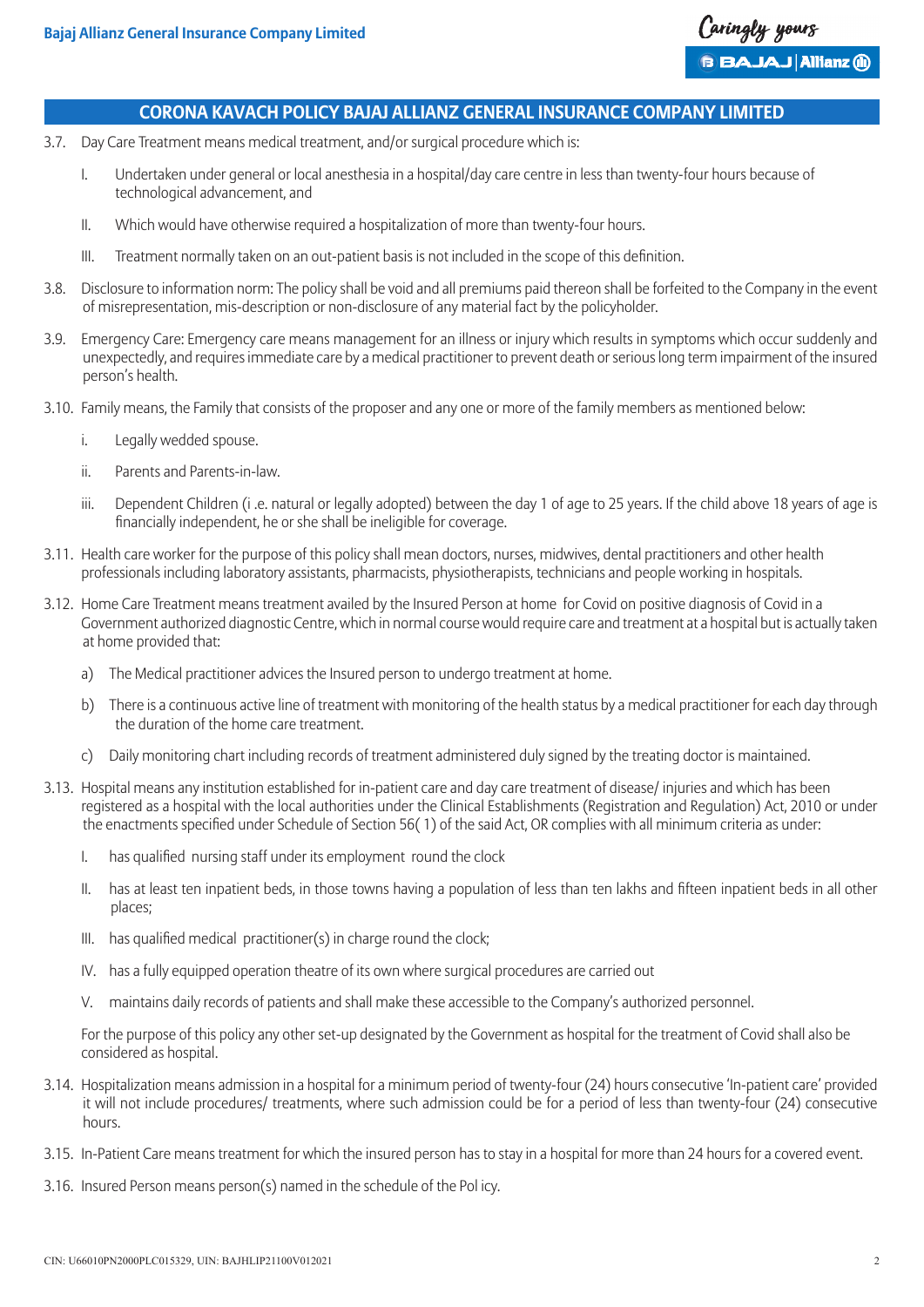## CORONA KAVACH POLICY BAJAJ ALLIANZ GENERAL INSURANCE COMPANY LIMITED

3.7. Day Care Treatment means medical treatment, and/or surgical procedure which is:

   I. Undertaken under general or local anesthesia in a hospital/day care centre in less than twenty-four hours because of technological advancement, and

   II. Which would have otherwise required a hospitalization of more than twenty-four hours.

   III. Treatment normally taken on an out-patient basis is not included in the scope of this definition.

3.8. Disclosure to information norm: The policy shall be void and all premiums paid thereon shall be forfeited to the Company in the event of misrepresentation, mis-description or non-disclosure of any material fact by the policyholder.

3.9. Emergency Care: Emergency care means management for an illness or injury which results in symptoms which occur suddenly and unexpectedly, and requires immediate care by a medical practitioner to prevent death or serious long term impairment of the insured person's health.

3.10. Family means, the Family that consists of the proposer and any one or more of the family members as mentioned below:

   i. Legally wedded spouse.

   ii. Parents and Parents-in-law.

   iii. Dependent Children (i .e. natural or legally adopted) between the day 1 of age to 25 years. If the child above 18 years of age is financially independent, he or she shall be ineligible for coverage.

3.11. Health care worker for the purpose of this policy shall mean doctors, nurses, midwives, dental practitioners and other health professionals including laboratory assistants, pharmacists, physiotherapists, technicians and people working in hospitals.

3.12. Home Care Treatment means treatment availed by the Insured Person at home for Covid on positive diagnosis of Covid in a Government authorized diagnostic Centre, which in normal course would require care and treatment at a hospital but is actually taken at home provided that:

   a) The Medical practitioner advices the Insured person to undergo treatment at home.

   b) There is a continuous active line of treatment with monitoring of the health status by a medical practitioner for each day through the duration of the home care treatment.

   c) Daily monitoring chart including records of treatment administered duly signed by the treating doctor is maintained.

3.13. Hospital means any institution established for in-patient care and day care treatment of disease/ injuries and which has been registered as a hospital with the local authorities under the Clinical Establishments (Registration and Regulation) Act, 2010 or under the enactments specified under Schedule of Section 56( 1) of the said Act, OR complies with all minimum criteria as under:

   I. has qualified nursing staff under its employment round the clock

   II. has at least ten inpatient beds, in those towns having a population of less than ten lakhs and fifteen inpatient beds in all other places;

   III. has qualified medical practitioner(s) in charge round the clock;

   IV. has a fully equipped operation theatre of its own where surgical procedures are carried out

   V. maintains daily records of patients and shall make these accessible to the Company's authorized personnel.

   For the purpose of this policy any other set-up designated by the Government as hospital for the treatment of Covid shall also be considered as hospital.

3.14. Hospitalization means admission in a hospital for a minimum period of twenty-four (24) hours consecutive 'In-patient care' provided it will not include procedures/ treatments, where such admission could be for a period of less than twenty-four (24) consecutive hours.

3.15. In-Patient Care means treatment for which the insured person has to stay in a hospital for more than 24 hours for a covered event.

3.16. Insured Person means person(s) named in the schedule of the Pol icy.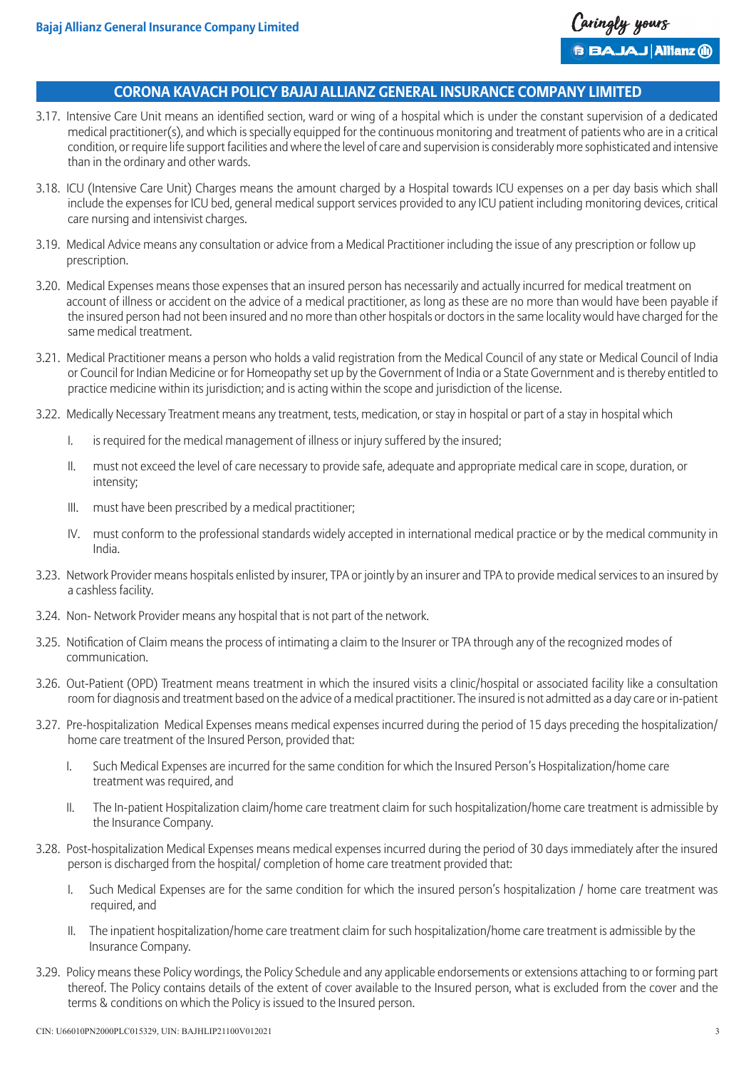## CORONA KAVACH POLICY BAJAJ ALLIANZ GENERAL INSURANCE COMPANY LIMITED

3.17. Intensive Care Unit means an identified section, ward or wing of a hospital which is under the constant supervision of a dedicated medical practitioner(s), and which is specially equipped for the continuous monitoring and treatment of patients who are in a critical condition, or require life support facilities and where the level of care and supervision is considerably more sophisticated and intensive than in the ordinary and other wards.

3.18. ICU (Intensive Care Unit) Charges means the amount charged by a Hospital towards ICU expenses on a per day basis which shall include the expenses for ICU bed, general medical support services provided to any ICU patient including monitoring devices, critical care nursing and intensivist charges.

3.19. Medical Advice means any consultation or advice from a Medical Practitioner including the issue of any prescription or follow up prescription.

3.20. Medical Expenses means those expenses that an insured person has necessarily and actually incurred for medical treatment on account of illness or accident on the advice of a medical practitioner, as long as these are no more than would have been payable if the insured person had not been insured and no more than other hospitals or doctors in the same locality would have charged for the same medical treatment.

3.21. Medical Practitioner means a person who holds a valid registration from the Medical Council of any state or Medical Council of India or Council for Indian Medicine or for Homeopathy set up by the Government of India or a State Government and is thereby entitled to practice medicine within its jurisdiction; and is acting within the scope and jurisdiction of the license.

3.22. Medically Necessary Treatment means any treatment, tests, medication, or stay in hospital or part of a stay in hospital which

I. is required for the medical management of illness or injury suffered by the insured;

II. must not exceed the level of care necessary to provide safe, adequate and appropriate medical care in scope, duration, or intensity;

III. must have been prescribed by a medical practitioner;

IV. must conform to the professional standards widely accepted in international medical practice or by the medical community in India.

3.23. Network Provider means hospitals enlisted by insurer, TPA or jointly by an insurer and TPA to provide medical services to an insured by a cashless facility.

3.24. Non- Network Provider means any hospital that is not part of the network.

3.25. Notification of Claim means the process of intimating a claim to the Insurer or TPA through any of the recognized modes of communication.

3.26. Out-Patient (OPD) Treatment means treatment in which the insured visits a clinic/hospital or associated facility like a consultation room for diagnosis and treatment based on the advice of a medical practitioner. The insured is not admitted as a day care or in-patient

3.27. Pre-hospitalization Medical Expenses means medical expenses incurred during the period of 15 days preceding the hospitalization/ home care treatment of the Insured Person, provided that:

I. Such Medical Expenses are incurred for the same condition for which the Insured Person's Hospitalization/home care treatment was required, and

II. The In-patient Hospitalization claim/home care treatment claim for such hospitalization/home care treatment is admissible by the Insurance Company.

3.28. Post-hospitalization Medical Expenses means medical expenses incurred during the period of 30 days immediately after the insured person is discharged from the hospital/ completion of home care treatment provided that:

I. Such Medical Expenses are for the same condition for which the insured person's hospitalization / home care treatment was required, and

II. The inpatient hospitalization/home care treatment claim for such hospitalization/home care treatment is admissible by the Insurance Company.

3.29. Policy means these Policy wordings, the Policy Schedule and any applicable endorsements or extensions attaching to or forming part thereof. The Policy contains details of the extent of cover available to the Insured person, what is excluded from the cover and the terms & conditions on which the Policy is issued to the Insured person.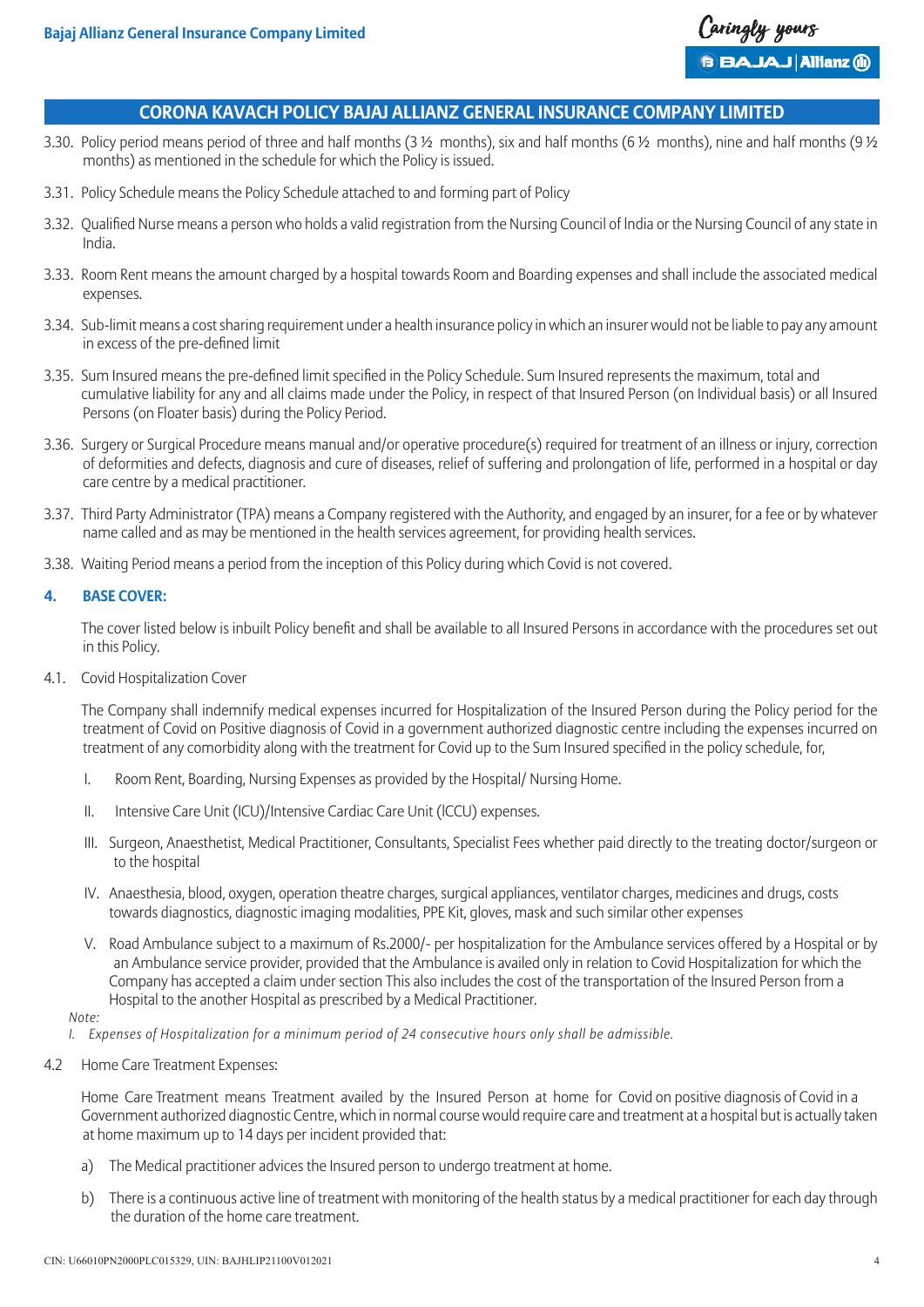## CORONA KAVACH POLICY BAJAJ ALLIANZ GENERAL INSURANCE COMPANY LIMITED

3.30. Policy period means period of three and half months (3 ½ months), six and half months (6 ½ months), nine and half months (9 ½ months) as mentioned in the schedule for which the Policy is issued.

3.31. Policy Schedule means the Policy Schedule attached to and forming part of Policy

3.32. Qualified Nurse means a person who holds a valid registration from the Nursing Council of India or the Nursing Council of any state in India.

3.33. Room Rent means the amount charged by a hospital towards Room and Boarding expenses and shall include the associated medical expenses.

3.34. Sub-limit means a cost sharing requirement under a health insurance policy in which an insurer would not be liable to pay any amount in excess of the pre-defined limit

3.35. Sum Insured means the pre-defined limit specified in the Policy Schedule. Sum Insured represents the maximum, total and cumulative liability for any and all claims made under the Policy, in respect of that Insured Person (on Individual basis) or all Insured Persons (on Floater basis) during the Policy Period.

3.36. Surgery or Surgical Procedure means manual and/or operative procedure(s) required for treatment of an illness or injury, correction of deformities and defects, diagnosis and cure of diseases, relief of suffering and prolongation of life, performed in a hospital or day care centre by a medical practitioner.

3.37. Third Party Administrator (TPA) means a Company registered with the Authority, and engaged by an insurer, for a fee or by whatever name called and as may be mentioned in the health services agreement, for providing health services.

3.38. Waiting Period means a period from the inception of this Policy during which Covid is not covered.

### 4. BASE COVER:

The cover listed below is inbuilt Policy benefit and shall be available to all Insured Persons in accordance with the procedures set out in this Policy.

4.1. Covid Hospitalization Cover

The Company shall indemnify medical expenses incurred for Hospitalization of the Insured Person during the Policy period for the treatment of Covid on Positive diagnosis of Covid in a government authorized diagnostic centre including the expenses incurred on treatment of any comorbidity along with the treatment for Covid up to the Sum Insured specified in the policy schedule, for,

I. Room Rent, Boarding, Nursing Expenses as provided by the Hospital/ Nursing Home.

II. Intensive Care Unit (ICU)/Intensive Cardiac Care Unit (ICCU) expenses.

III. Surgeon, Anaesthetist, Medical Practitioner, Consultants, Specialist Fees whether paid directly to the treating doctor/surgeon or to the hospital

IV. Anaesthesia, blood, oxygen, operation theatre charges, surgical appliances, ventilator charges, medicines and drugs, costs towards diagnostics, diagnostic imaging modalities, PPE Kit, gloves, mask and such similar other expenses

V. Road Ambulance subject to a maximum of Rs.2000/- per hospitalization for the Ambulance services offered by a Hospital or by an Ambulance service provider, provided that the Ambulance is availed only in relation to Covid Hospitalization for which the Company has accepted a claim under section This also includes the cost of the transportation of the Insured Person from a Hospital to the another Hospital as prescribed by a Medical Practitioner.

*Note:*

*I. Expenses of Hospitalization for a minimum period of 24 consecutive hours only shall be admissible.*

4.2 Home Care Treatment Expenses:

Home Care Treatment means Treatment availed by the Insured Person at home for Covid on positive diagnosis of Covid in a Government authorized diagnostic Centre, which in normal course would require care and treatment at a hospital but is actually taken at home maximum up to 14 days per incident provided that:

a) The Medical practitioner advices the Insured person to undergo treatment at home.

b) There is a continuous active line of treatment with monitoring of the health status by a medical practitioner for each day through the duration of the home care treatment.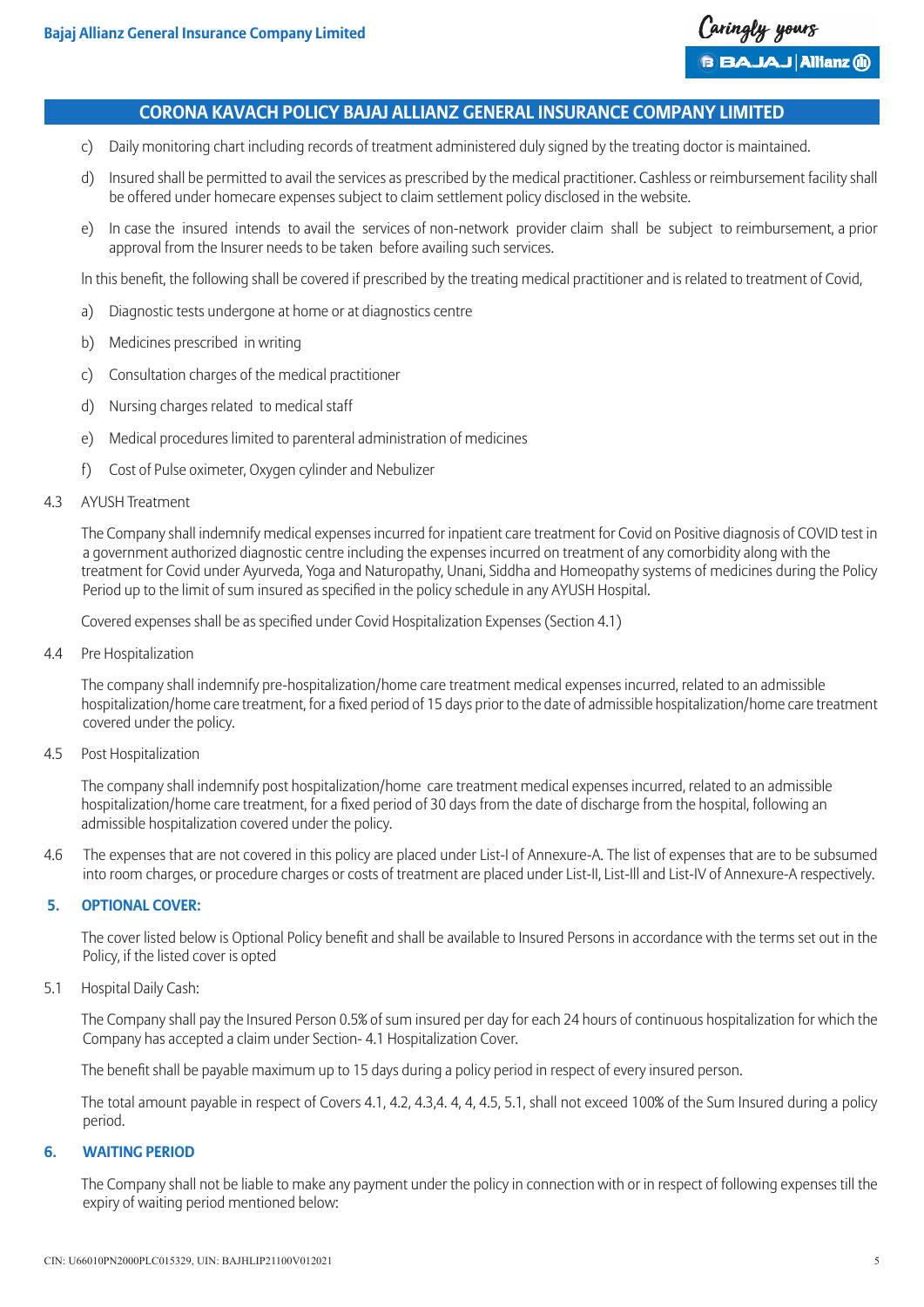c) Daily monitoring chart including records of treatment administered duly signed by the treating doctor is maintained.

d) Insured shall be permitted to avail the services as prescribed by the medical practitioner. Cashless or reimbursement facility shall be offered under homecare expenses subject to claim settlement policy disclosed in the website.

e) In case the insured intends to avail the services of non-network provider claim shall be subject to reimbursement, a prior approval from the Insurer needs to be taken before availing such services.

In this benefit, the following shall be covered if prescribed by the treating medical practitioner and is related to treatment of Covid,

a) Diagnostic tests undergone at home or at diagnostics centre

b) Medicines prescribed in writing

c) Consultation charges of the medical practitioner

d) Nursing charges related to medical staff

e) Medical procedures limited to parenteral administration of medicines

f) Cost of Pulse oximeter, Oxygen cylinder and Nebulizer

4.3 AYUSH Treatment

The Company shall indemnify medical expenses incurred for inpatient care treatment for Covid on Positive diagnosis of COVID test in a government authorized diagnostic centre including the expenses incurred on treatment of any comorbidity along with the treatment for Covid under Ayurveda, Yoga and Naturopathy, Unani, Siddha and Homeopathy systems of medicines during the Policy Period up to the limit of sum insured as specified in the policy schedule in any AYUSH Hospital.

Covered expenses shall be as specified under Covid Hospitalization Expenses (Section 4.1)

4.4 Pre Hospitalization

The company shall indemnify pre-hospitalization/home care treatment medical expenses incurred, related to an admissible hospitalization/home care treatment, for a fixed period of 15 days prior to the date of admissible hospitalization/home care treatment covered under the policy.

4.5 Post Hospitalization

The company shall indemnify post hospitalization/home care treatment medical expenses incurred, related to an admissible hospitalization/home care treatment, for a fixed period of 30 days from the date of discharge from the hospital, following an admissible hospitalization covered under the policy.

4.6 The expenses that are not covered in this policy are placed under List-I of Annexure-A. The list of expenses that are to be subsumed into room charges, or procedure charges or costs of treatment are placed under List-II, List-III and List-IV of Annexure-A respectively.

## 5. OPTIONAL COVER:

The cover listed below is Optional Policy benefit and shall be available to Insured Persons in accordance with the terms set out in the Policy, if the listed cover is opted

5.1 Hospital Daily Cash:

The Company shall pay the Insured Person 0.5% of sum insured per day for each 24 hours of continuous hospitalization for which the Company has accepted a claim under Section- 4.1 Hospitalization Cover.

The benefit shall be payable maximum up to 15 days during a policy period in respect of every insured person.

The total amount payable in respect of Covers 4.1, 4.2, 4.3,4. 4, 4, 4.5, 5.1, shall not exceed 100% of the Sum Insured during a policy period.

## 6. WAITING PERIOD

The Company shall not be liable to make any payment under the policy in connection with or in respect of following expenses till the expiry of waiting period mentioned below: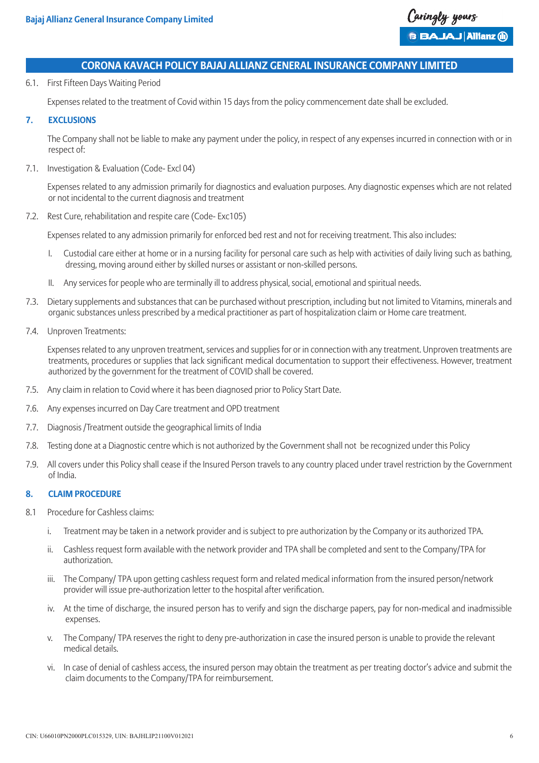## CORONA KAVACH POLICY BAJAJ ALLIANZ GENERAL INSURANCE COMPANY LIMITED

6.1. First Fifteen Days Waiting Period

Expenses related to the treatment of Covid within 15 days from the policy commencement date shall be excluded.

### 7. EXCLUSIONS

The Company shall not be liable to make any payment under the policy, in respect of any expenses incurred in connection with or in respect of:

7.1. Investigation & Evaluation (Code- Excl 04)

Expenses related to any admission primarily for diagnostics and evaluation purposes. Any diagnostic expenses which are not related or not incidental to the current diagnosis and treatment

7.2. Rest Cure, rehabilitation and respite care (Code- Exc105)

Expenses related to any admission primarily for enforced bed rest and not for receiving treatment. This also includes:

I. Custodial care either at home or in a nursing facility for personal care such as help with activities of daily living such as bathing, dressing, moving around either by skilled nurses or assistant or non-skilled persons.

II. Any services for people who are terminally ill to address physical, social, emotional and spiritual needs.

7.3. Dietary supplements and substances that can be purchased without prescription, including but not limited to Vitamins, minerals and organic substances unless prescribed by a medical practitioner as part of hospitalization claim or Home care treatment.

7.4. Unproven Treatments:

Expenses related to any unproven treatment, services and supplies for or in connection with any treatment. Unproven treatments are treatments, procedures or supplies that lack significant medical documentation to support their effectiveness. However, treatment authorized by the government for the treatment of COVID shall be covered.

7.5. Any claim in relation to Covid where it has been diagnosed prior to Policy Start Date.

7.6. Any expenses incurred on Day Care treatment and OPD treatment

7.7. Diagnosis /Treatment outside the geographical limits of India

7.8. Testing done at a Diagnostic centre which is not authorized by the Government shall not be recognized under this Policy

7.9. All covers under this Policy shall cease if the Insured Person travels to any country placed under travel restriction by the Government of India.

### 8. CLAIM PROCEDURE

8.1 Procedure for Cashless claims:

i. Treatment may be taken in a network provider and is subject to pre authorization by the Company or its authorized TPA.

ii. Cashless request form available with the network provider and TPA shall be completed and sent to the Company/TPA for authorization.

iii. The Company/ TPA upon getting cashless request form and related medical information from the insured person/network provider will issue pre-authorization letter to the hospital after verification.

iv. At the time of discharge, the insured person has to verify and sign the discharge papers, pay for non-medical and inadmissible expenses.

v. The Company/ TPA reserves the right to deny pre-authorization in case the insured person is unable to provide the relevant medical details.

vi. In case of denial of cashless access, the insured person may obtain the treatment as per treating doctor's advice and submit the claim documents to the Company/TPA for reimbursement.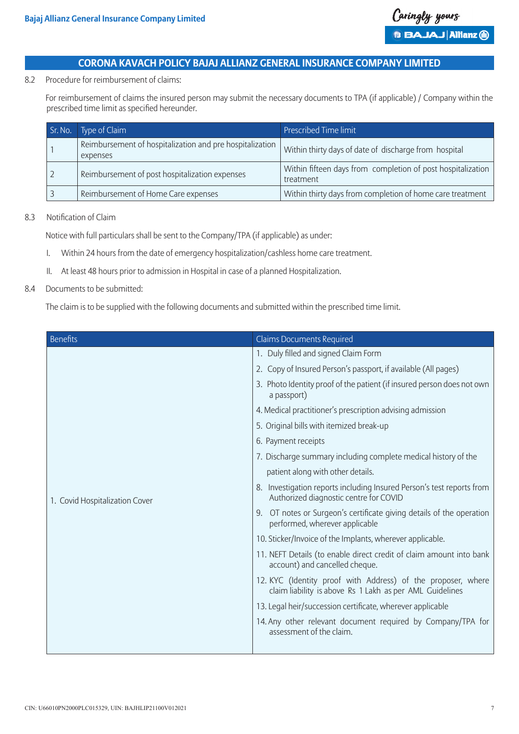## CORONA KAVACH POLICY BAJAJ ALLIANZ GENERAL INSURANCE COMPANY LIMITED

8.2 Procedure for reimbursement of claims:

For reimbursement of claims the insured person may submit the necessary documents to TPA (if applicable) / Company within the prescribed time limit as specified hereunder.

| Sr. No. | Type of Claim | Prescribed Time limit |
|---|---|---|
| 1 | Reimbursement of hospitalization and pre hospitalization expenses | Within thirty days of date of discharge from hospital |
| 2 | Reimbursement of post hospitalization expenses | Within fifteen days from completion of post hospitalization treatment |
| 3 | Reimbursement of Home Care expenses | Within thirty days from completion of home care treatment |

8.3 Notification of Claim

Notice with full particulars shall be sent to the Company/TPA (if applicable) as under:

I. Within 24 hours from the date of emergency hospitalization/cashless home care treatment.

II. At least 48 hours prior to admission in Hospital in case of a planned Hospitalization.

8.4 Documents to be submitted:

The claim is to be supplied with the following documents and submitted within the prescribed time limit.

| Benefits | Claims Documents Required |
|---|---|
| 1. Covid Hospitalization Cover | 1. Duly filled and signed Claim Form<br>2. Copy of Insured Person's passport, if available (All pages)<br>3. Photo Identity proof of the patient (if insured person does not own a passport)<br>4. Medical practitioner's prescription advising admission<br>5. Original bills with itemized break-up<br>6. Payment receipts<br>7. Discharge summary including complete medical history of the patient along with other details.<br>8. Investigation reports including Insured Person's test reports from Authorized diagnostic centre for COVID<br>9. OT notes or Surgeon's certificate giving details of the operation performed, wherever applicable<br>10. Sticker/Invoice of the Implants, wherever applicable.<br>11. NEFT Details (to enable direct credit of claim amount into bank account) and cancelled cheque.<br>12. KYC (Identity proof with Address) of the proposer, where claim liability is above Rs 1 Lakh as per AML Guidelines<br>13. Legal heir/succession certificate, wherever applicable<br>14. Any other relevant document required by Company/TPA for assessment of the claim. |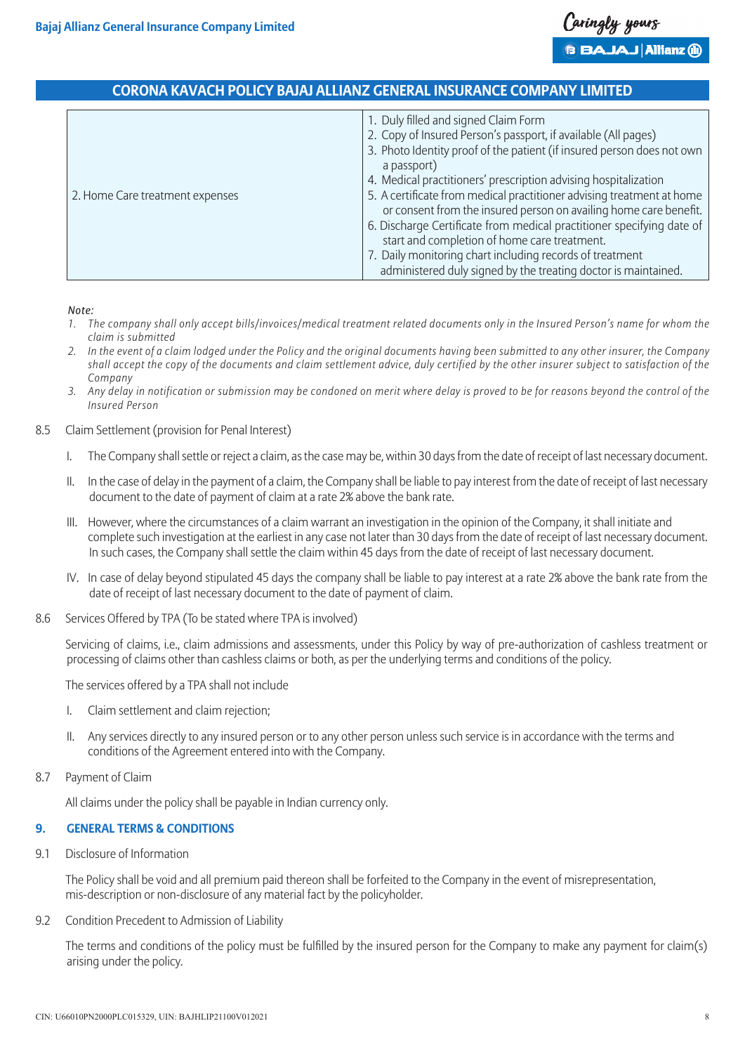| | |
|---|---|
| 2. Home Care treatment expenses | 1. Duly filled and signed Claim Form<br>2. Copy of Insured Person's passport, if available (All pages)<br>3. Photo Identity proof of the patient (if insured person does not own a passport)<br>4. Medical practitioners' prescription advising hospitalization<br>5. A certificate from medical practitioner advising treatment at home or consent from the insured person on availing home care benefit.<br>6. Discharge Certificate from medical practitioner specifying date of start and completion of home care treatment.<br>7. Daily monitoring chart including records of treatment administered duly signed by the treating doctor is maintained. |

*Note:*

1. *The company shall only accept bills/invoices/medical treatment related documents only in the Insured Person's name for whom the claim is submitted*
2. *In the event of a claim lodged under the Policy and the original documents having been submitted to any other insurer, the Company shall accept the copy of the documents and claim settlement advice, duly certified by the other insurer subject to satisfaction of the Company*
3. *Any delay in notification or submission may be condoned on merit where delay is proved to be for reasons beyond the control of the Insured Person*

8.5 Claim Settlement (provision for Penal Interest)

I. The Company shall settle or reject a claim, as the case may be, within 30 days from the date of receipt of last necessary document.

II. In the case of delay in the payment of a claim, the Company shall be liable to pay interest from the date of receipt of last necessary document to the date of payment of claim at a rate 2% above the bank rate.

III. However, where the circumstances of a claim warrant an investigation in the opinion of the Company, it shall initiate and complete such investigation at the earliest in any case not later than 30 days from the date of receipt of last necessary document. In such cases, the Company shall settle the claim within 45 days from the date of receipt of last necessary document.

IV. In case of delay beyond stipulated 45 days the company shall be liable to pay interest at a rate 2% above the bank rate from the date of receipt of last necessary document to the date of payment of claim.

8.6 Services Offered by TPA (To be stated where TPA is involved)

Servicing of claims, i.e., claim admissions and assessments, under this Policy by way of pre-authorization of cashless treatment or processing of claims other than cashless claims or both, as per the underlying terms and conditions of the policy.

The services offered by a TPA shall not include

I. Claim settlement and claim rejection;

II. Any services directly to any insured person or to any other person unless such service is in accordance with the terms and conditions of the Agreement entered into with the Company.

8.7 Payment of Claim

All claims under the policy shall be payable in Indian currency only.

## 9. GENERAL TERMS & CONDITIONS

9.1 Disclosure of Information

The Policy shall be void and all premium paid thereon shall be forfeited to the Company in the event of misrepresentation, mis-description or non-disclosure of any material fact by the policyholder.

9.2 Condition Precedent to Admission of Liability

The terms and conditions of the policy must be fulfilled by the insured person for the Company to make any payment for claim(s) arising under the policy.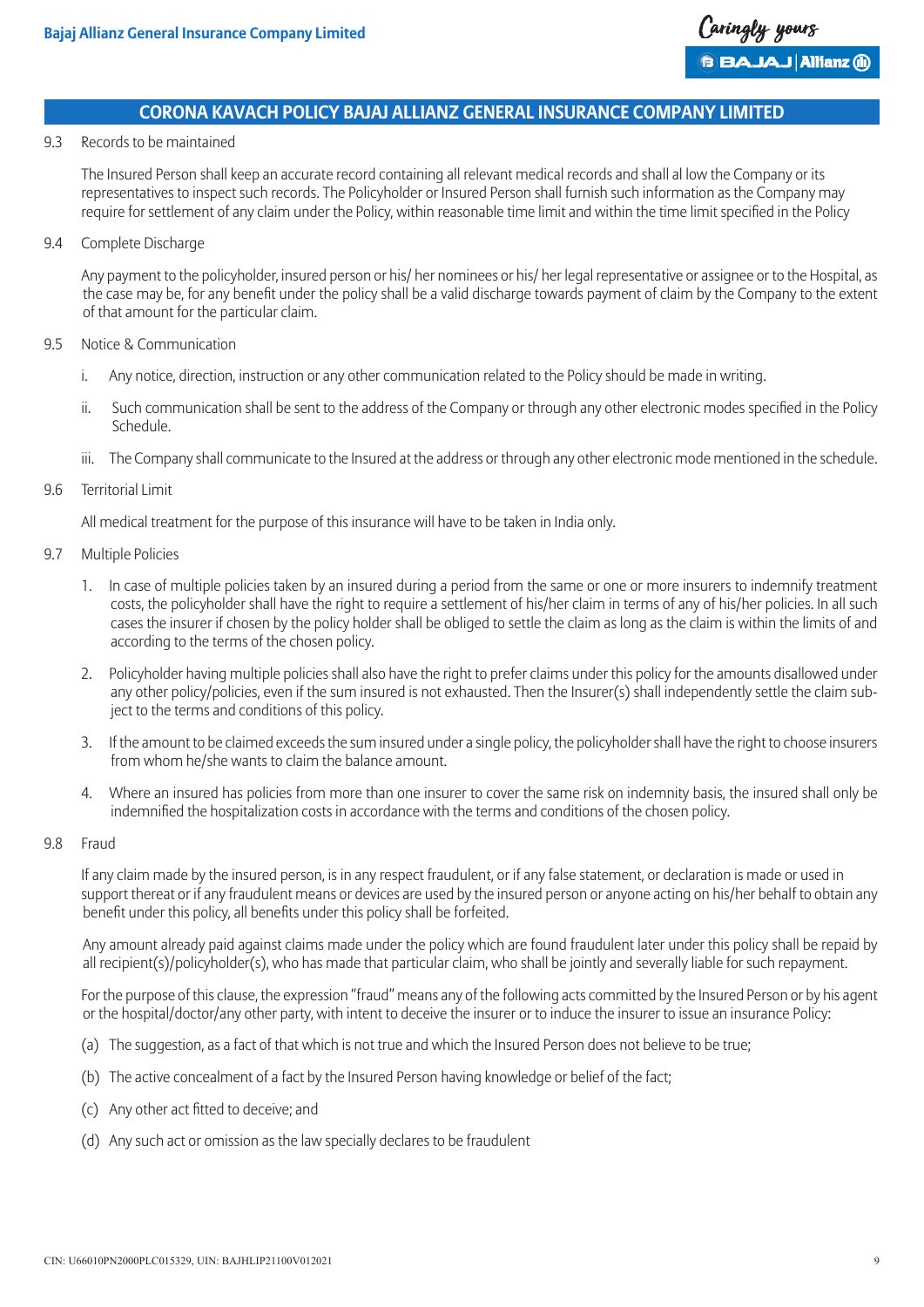9.3 Records to be maintained

The Insured Person shall keep an accurate record containing all relevant medical records and shall al low the Company or its representatives to inspect such records. The Policyholder or Insured Person shall furnish such information as the Company may require for settlement of any claim under the Policy, within reasonable time limit and within the time limit specified in the Policy

9.4 Complete Discharge

Any payment to the policyholder, insured person or his/ her nominees or his/ her legal representative or assignee or to the Hospital, as the case may be, for any benefit under the policy shall be a valid discharge towards payment of claim by the Company to the extent of that amount for the particular claim.

9.5 Notice & Communication

i. Any notice, direction, instruction or any other communication related to the Policy should be made in writing.

ii. Such communication shall be sent to the address of the Company or through any other electronic modes specified in the Policy Schedule.

iii. The Company shall communicate to the Insured at the address or through any other electronic mode mentioned in the schedule.

9.6 Territorial Limit

All medical treatment for the purpose of this insurance will have to be taken in India only.

9.7 Multiple Policies

1. In case of multiple policies taken by an insured during a period from the same or one or more insurers to indemnify treatment costs, the policyholder shall have the right to require a settlement of his/her claim in terms of any of his/her policies. In all such cases the insurer if chosen by the policy holder shall be obliged to settle the claim as long as the claim is within the limits of and according to the terms of the chosen policy.

2. Policyholder having multiple policies shall also have the right to prefer claims under this policy for the amounts disallowed under any other policy/policies, even if the sum insured is not exhausted. Then the Insurer(s) shall independently settle the claim subject to the terms and conditions of this policy.

3. If the amount to be claimed exceeds the sum insured under a single policy, the policyholder shall have the right to choose insurers from whom he/she wants to claim the balance amount.

4. Where an insured has policies from more than one insurer to cover the same risk on indemnity basis, the insured shall only be indemnified the hospitalization costs in accordance with the terms and conditions of the chosen policy.

9.8 Fraud

If any claim made by the insured person, is in any respect fraudulent, or if any false statement, or declaration is made or used in support thereat or if any fraudulent means or devices are used by the insured person or anyone acting on his/her behalf to obtain any benefit under this policy, all benefits under this policy shall be forfeited.

Any amount already paid against claims made under the policy which are found fraudulent later under this policy shall be repaid by all recipient(s)/policyholder(s), who has made that particular claim, who shall be jointly and severally liable for such repayment.

For the purpose of this clause, the expression "fraud" means any of the following acts committed by the Insured Person or by his agent or the hospital/doctor/any other party, with intent to deceive the insurer or to induce the insurer to issue an insurance Policy:

(a) The suggestion, as a fact of that which is not true and which the Insured Person does not believe to be true;

(b) The active concealment of a fact by the Insured Person having knowledge or belief of the fact;

(c) Any other act fitted to deceive; and

(d) Any such act or omission as the law specially declares to be fraudulent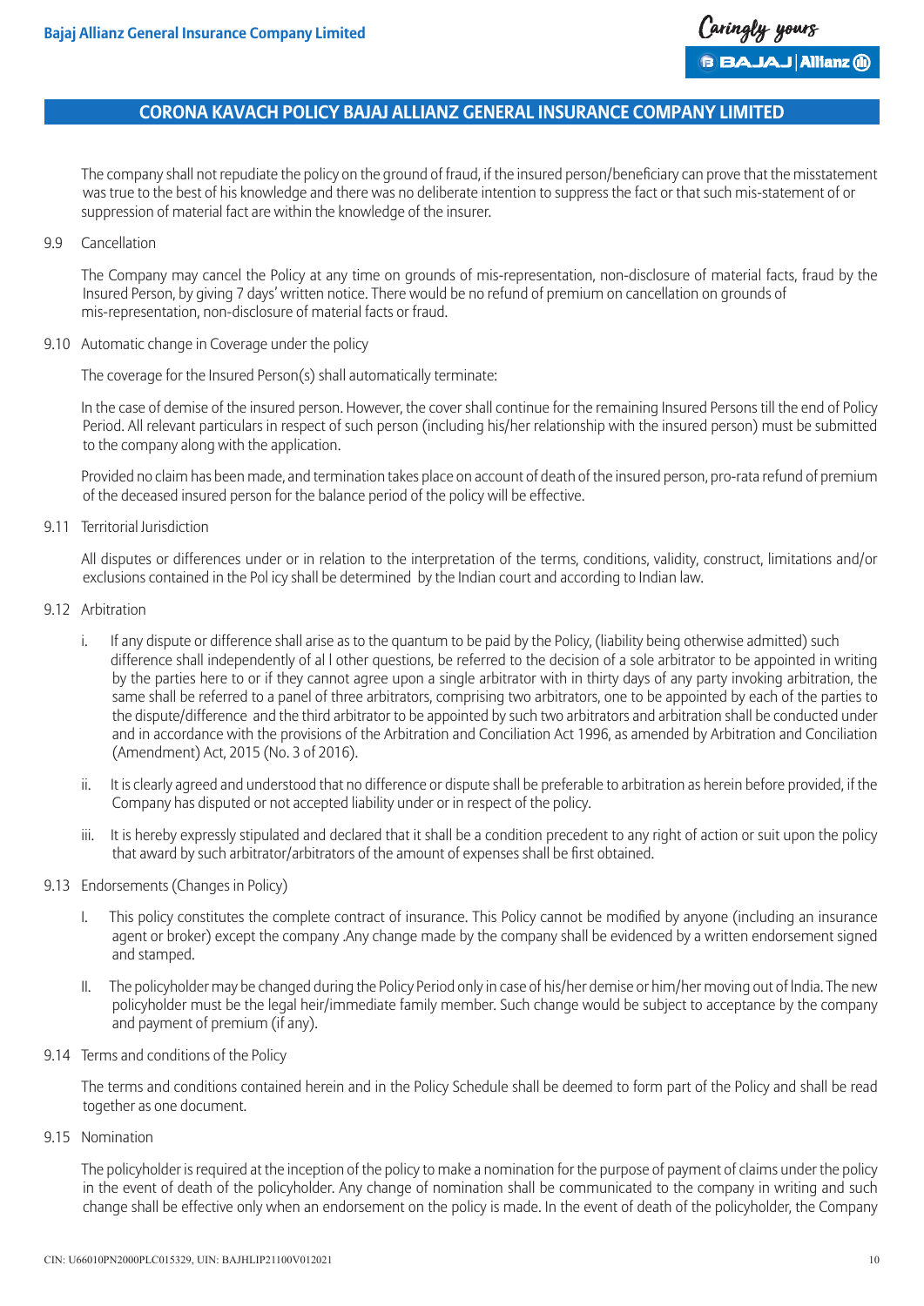## CORONA KAVACH POLICY BAJAJ ALLIANZ GENERAL INSURANCE COMPANY LIMITED

The company shall not repudiate the policy on the ground of fraud, if the insured person/beneficiary can prove that the misstatement was true to the best of his knowledge and there was no deliberate intention to suppress the fact or that such mis-statement of or suppression of material fact are within the knowledge of the insurer.

9.9 Cancellation

The Company may cancel the Policy at any time on grounds of mis-representation, non-disclosure of material facts, fraud by the Insured Person, by giving 7 days' written notice. There would be no refund of premium on cancellation on grounds of mis-representation, non-disclosure of material facts or fraud.

9.10 Automatic change in Coverage under the policy

The coverage for the Insured Person(s) shall automatically terminate:

In the case of demise of the insured person. However, the cover shall continue for the remaining Insured Persons till the end of Policy Period. All relevant particulars in respect of such person (including his/her relationship with the insured person) must be submitted to the company along with the application.

Provided no claim has been made, and termination takes place on account of death of the insured person, pro-rata refund of premium of the deceased insured person for the balance period of the policy will be effective.

9.11 Territorial Jurisdiction

All disputes or differences under or in relation to the interpretation of the terms, conditions, validity, construct, limitations and/or exclusions contained in the Pol icy shall be determined by the Indian court and according to Indian law.

9.12 Arbitration

i. If any dispute or difference shall arise as to the quantum to be paid by the Policy, (liability being otherwise admitted) such difference shall independently of al l other questions, be referred to the decision of a sole arbitrator to be appointed in writing by the parties here to or if they cannot agree upon a single arbitrator with in thirty days of any party invoking arbitration, the same shall be referred to a panel of three arbitrators, comprising two arbitrators, one to be appointed by each of the parties to the dispute/difference and the third arbitrator to be appointed by such two arbitrators and arbitration shall be conducted under and in accordance with the provisions of the Arbitration and Conciliation Act 1996, as amended by Arbitration and Conciliation (Amendment) Act, 2015 (No. 3 of 2016).

ii. It is clearly agreed and understood that no difference or dispute shall be preferable to arbitration as herein before provided, if the Company has disputed or not accepted liability under or in respect of the policy.

iii. It is hereby expressly stipulated and declared that it shall be a condition precedent to any right of action or suit upon the policy that award by such arbitrator/arbitrators of the amount of expenses shall be first obtained.

9.13 Endorsements (Changes in Policy)

I. This policy constitutes the complete contract of insurance. This Policy cannot be modified by anyone (including an insurance agent or broker) except the company .Any change made by the company shall be evidenced by a written endorsement signed and stamped.

II. The policyholder may be changed during the Policy Period only in case of his/her demise or him/her moving out of India. The new policyholder must be the legal heir/immediate family member. Such change would be subject to acceptance by the company and payment of premium (if any).

9.14 Terms and conditions of the Policy

The terms and conditions contained herein and in the Policy Schedule shall be deemed to form part of the Policy and shall be read together as one document.

9.15 Nomination

The policyholder is required at the inception of the policy to make a nomination for the purpose of payment of claims under the policy in the event of death of the policyholder. Any change of nomination shall be communicated to the company in writing and such change shall be effective only when an endorsement on the policy is made. In the event of death of the policyholder, the Company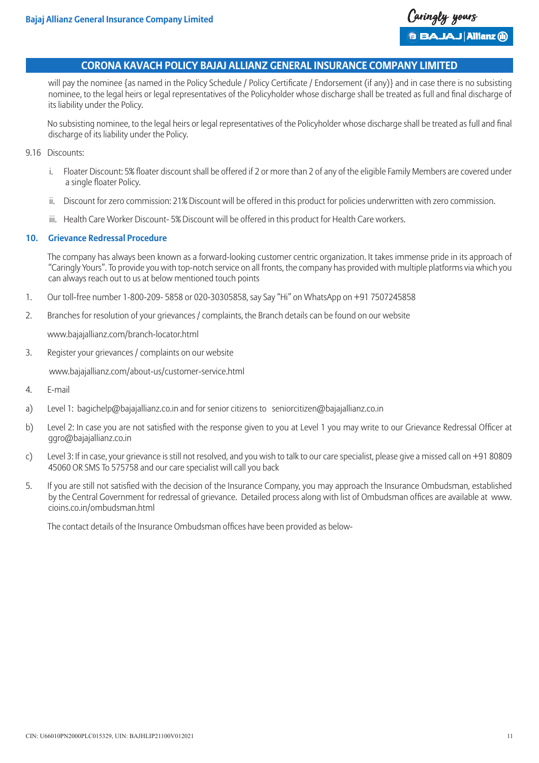## CORONA KAVACH POLICY BAJAJ ALLIANZ GENERAL INSURANCE COMPANY LIMITED

will pay the nominee {as named in the Policy Schedule / Policy Certificate / Endorsement (if any)} and in case there is no subsisting nominee, to the legal heirs or legal representatives of the Policyholder whose discharge shall be treated as full and final discharge of its liability under the Policy.

No subsisting nominee, to the legal heirs or legal representatives of the Policyholder whose discharge shall be treated as full and final discharge of its liability under the Policy.

9.16 Discounts:

i. Floater Discount: 5% floater discount shall be offered if 2 or more than 2 of any of the eligible Family Members are covered under a single floater Policy.

ii. Discount for zero commission: 21% Discount will be offered in this product for policies underwritten with zero commission.

iii. Health Care Worker Discount- 5% Discount will be offered in this product for Health Care workers.

### 10. Grievance Redressal Procedure

The company has always been known as a forward-looking customer centric organization. It takes immense pride in its approach of "Caringly Yours". To provide you with top-notch service on all fronts, the company has provided with multiple platforms via which you can always reach out to us at below mentioned touch points

1. Our toll-free number 1-800-209- 5858 or 020-30305858, say Say "Hi" on WhatsApp on +91 7507245858

2. Branches for resolution of your grievances / complaints, the Branch details can be found on our website

   www.bajajallianz.com/branch-locator.html

3. Register your grievances / complaints on our website

   www.bajajallianz.com/about-us/customer-service.html

4. E-mail

a) Level 1: bagichelp@bajajallianz.co.in and for senior citizens to seniorcitizen@bajajallianz.co.in

b) Level 2: In case you are not satisfied with the response given to you at Level 1 you may write to our Grievance Redressal Officer at ggro@bajajallianz.co.in

c) Level 3: If in case, your grievance is still not resolved, and you wish to talk to our care specialist, please give a missed call on +91 80809 45060 OR SMS To 575758 and our care specialist will call you back

5. If you are still not satisfied with the decision of the Insurance Company, you may approach the Insurance Ombudsman, established by the Central Government for redressal of grievance. Detailed process along with list of Ombudsman offices are available at www.cioins.co.in/ombudsman.html

   The contact details of the Insurance Ombudsman offices have been provided as below-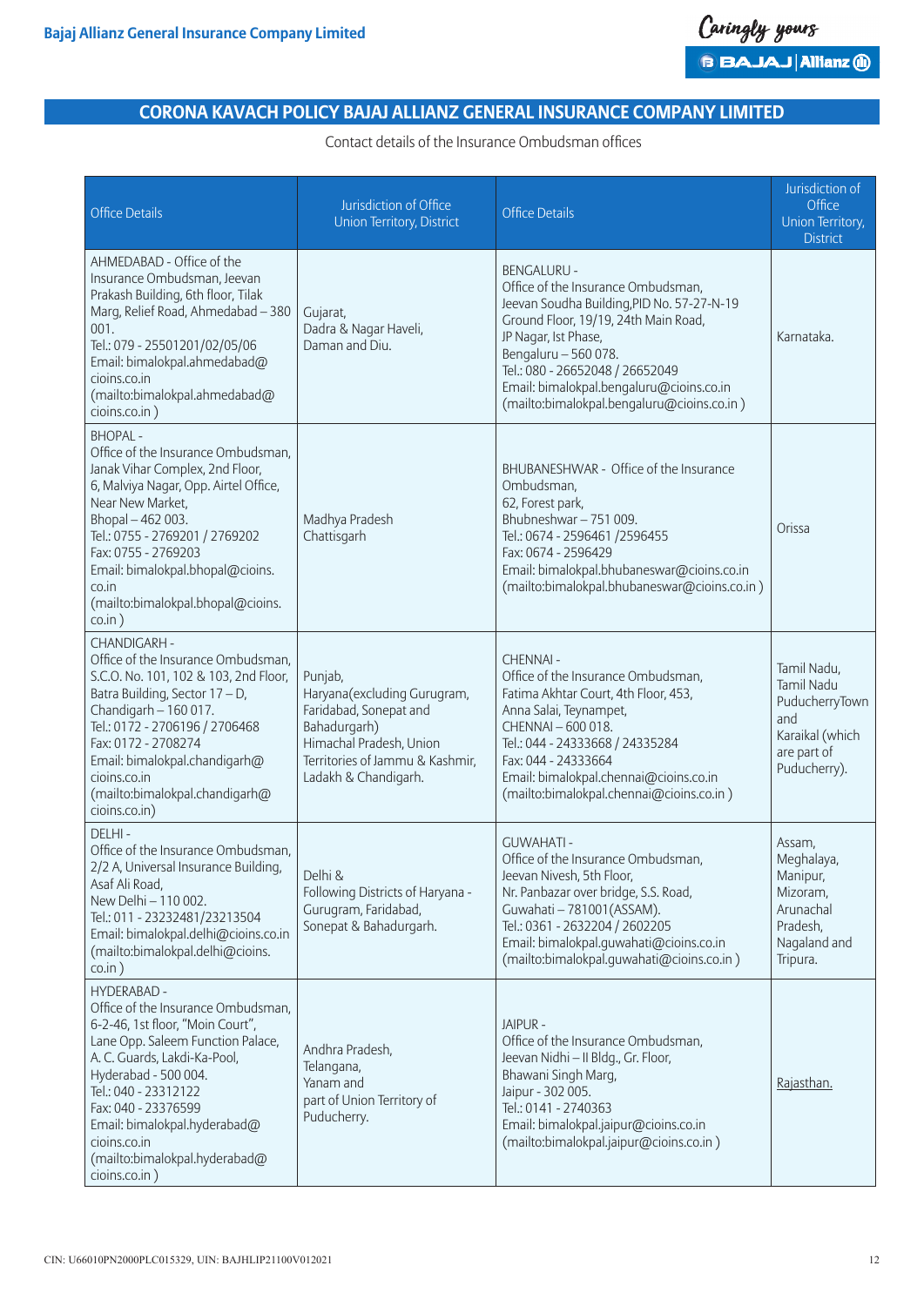## CORONA KAVACH POLICY BAJAJ ALLIANZ GENERAL INSURANCE COMPANY LIMITED

Contact details of the Insurance Ombudsman offices

| Office Details | Jurisdiction of Office Union Territory, District | Office Details | Jurisdiction of Office Union Territory, District |
|---|---|---|---|
| AHMEDABAD - Office of the Insurance Ombudsman, Jeevan Prakash Building, 6th floor, Tilak Marg, Relief Road, Ahmedabad – 380 001.<br>Tel.: 079 - 25501201/02/05/06<br>Email: bimalokpal.ahmedabad@cioins.co.in<br>(mailto:bimalokpal.ahmedabad@cioins.co.in ) | Gujarat,<br>Dadra & Nagar Haveli,<br>Daman and Diu. | BENGALURU -<br>Office of the Insurance Ombudsman,<br>Jeevan Soudha Building,PID No. 57-27-N-19<br>Ground Floor, 19/19, 24th Main Road,<br>JP Nagar, Ist Phase,<br>Bengaluru – 560 078.<br>Tel.: 080 - 26652048 / 26652049<br>Email: bimalokpal.bengaluru@cioins.co.in<br>(mailto:bimalokpal.bengaluru@cioins.co.in ) | Karnataka. |
| BHOPAL -<br>Office of the Insurance Ombudsman, Janak Vihar Complex, 2nd Floor, 6, Malviya Nagar, Opp. Airtel Office, Near New Market,<br>Bhopal – 462 003.<br>Tel.: 0755 - 2769201 / 2769202<br>Fax: 0755 - 2769203<br>Email: bimalokpal.bhopal@cioins.co.in<br>(mailto:bimalokpal.bhopal@cioins.co.in ) | Madhya Pradesh<br>Chattisgarh | BHUBANESHWAR - Office of the Insurance Ombudsman,<br>62, Forest park,<br>Bhubneshwar – 751 009.<br>Tel.: 0674 - 2596461 /2596455<br>Fax: 0674 - 2596429<br>Email: bimalokpal.bhubaneswar@cioins.co.in<br>(mailto:bimalokpal.bhubaneswar@cioins.co.in ) | Orissa |
| CHANDIGARH -<br>Office of the Insurance Ombudsman, S.C.O. No. 101, 102 & 103, 2nd Floor, Batra Building, Sector 17 – D,<br>Chandigarh – 160 017.<br>Tel.: 0172 - 2706196 / 2706468<br>Fax: 0172 - 2708274<br>Email: bimalokpal.chandigarh@cioins.co.in<br>(mailto:bimalokpal.chandigarh@cioins.co.in) | Punjab,<br>Haryana(excluding Gurugram, Faridabad, Sonepat and Bahadurgarh)<br>Himachal Pradesh, Union Territories of Jammu & Kashmir, Ladakh & Chandigarh. | CHENNAI -<br>Office of the Insurance Ombudsman,<br>Fatima Akhtar Court, 4th Floor, 453,<br>Anna Salai, Teynampet,<br>CHENNAI – 600 018.<br>Tel.: 044 - 24333668 / 24335284<br>Fax: 044 - 24333664<br>Email: bimalokpal.chennai@cioins.co.in<br>(mailto:bimalokpal.chennai@cioins.co.in ) | Tamil Nadu,<br>Tamil Nadu PuducherryTown and Karaikal (which are part of Puducherry). |
| DELHI -<br>Office of the Insurance Ombudsman, 2/2 A, Universal Insurance Building, Asaf Ali Road,<br>New Delhi – 110 002.<br>Tel.: 011 - 23232481/23213504<br>Email: bimalokpal.delhi@cioins.co.in<br>(mailto:bimalokpal.delhi@cioins.co.in ) | Delhi &<br>Following Districts of Haryana - Gurugram, Faridabad, Sonepat & Bahadurgarh. | GUWAHATI -<br>Office of the Insurance Ombudsman,<br>Jeevan Nivesh, 5th Floor,<br>Nr. Panbazar over bridge, S.S. Road,<br>Guwahati – 781001(ASSAM).<br>Tel.: 0361 - 2632204 / 2602205<br>Email: bimalokpal.guwahati@cioins.co.in<br>(mailto:bimalokpal.guwahati@cioins.co.in ) | Assam, Meghalaya, Manipur, Mizoram, Arunachal Pradesh, Nagaland and Tripura. |
| HYDERABAD -<br>Office of the Insurance Ombudsman, 6-2-46, 1st floor, "Moin Court", Lane Opp. Saleem Function Palace, A. C. Guards, Lakdi-Ka-Pool,<br>Hyderabad - 500 004.<br>Tel.: 040 - 23312122<br>Fax: 040 - 23376599<br>Email: bimalokpal.hyderabad@cioins.co.in<br>(mailto:bimalokpal.hyderabad@cioins.co.in ) | Andhra Pradesh,<br>Telangana,<br>Yanam and<br>part of Union Territory of Puducherry. | JAIPUR -<br>Office of the Insurance Ombudsman,<br>Jeevan Nidhi – II Bldg., Gr. Floor,<br>Bhawani Singh Marg,<br>Jaipur - 302 005.<br>Tel.: 0141 - 2740363<br>Email: bimalokpal.jaipur@cioins.co.in<br>(mailto:bimalokpal.jaipur@cioins.co.in ) | Rajasthan. |

CIN: U66010PN2000PLC015329, UIN: BAJHLIP21100V012021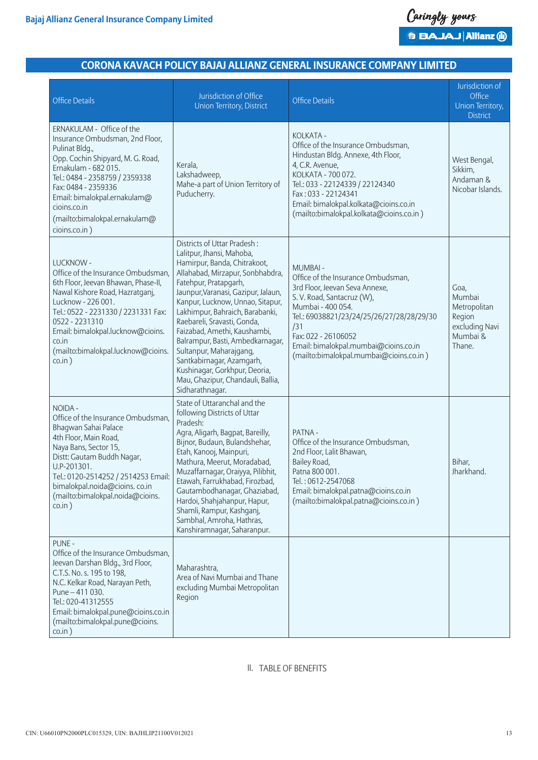## CORONA KAVACH POLICY BAJAJ ALLIANZ GENERAL INSURANCE COMPANY LIMITED

| Office Details | Jurisdiction of Office Union Territory, District | Office Details | Jurisdiction of Office Union Territory, District |
|---|---|---|---|
| ERNAKULAM - Office of the Insurance Ombudsman, 2nd Floor, Pulinat Bldg., Opp. Cochin Shipyard, M. G. Road, Ernakulam - 682 015. Tel.: 0484 - 2358759 / 2359338 Fax: 0484 - 2359336 Email: bimalokpal.ernakulam@cioins.co.in (mailto:bimalokpal.ernakulam@cioins.co.in ) | Kerala, Lakshadweep, Mahe-a part of Union Territory of Puducherry. | KOLKATA - Office of the Insurance Ombudsman, Hindustan Bldg. Annexe, 4th Floor, 4, C.R. Avenue, KOLKATA - 700 072. Tel.: 033 - 22124339 / 22124340 Fax : 033 - 22124341 Email: bimalokpal.kolkata@cioins.co.in (mailto:bimalokpal.kolkata@cioins.co.in ) | West Bengal, Sikkim, Andaman & Nicobar Islands. |
| LUCKNOW - Office of the Insurance Ombudsman, 6th Floor, Jeevan Bhawan, Phase-II, Nawal Kishore Road, Hazratganj, Lucknow - 226 001. Tel.: 0522 - 2231330 / 2231331 Fax: 0522 - 2231310 Email: bimalokpal.lucknow@cioins.co.in (mailto:bimalokpal.lucknow@cioins.co.in ) | Districts of Uttar Pradesh : Lalitpur, Jhansi, Mahoba, Hamirpur, Banda, Chitrakoot, Allahabad, Mirzapur, Sonbhabdra, Fatehpur, Pratapgarh, Jaunpur,Varanasi, Gazipur, Jalaun, Kanpur, Lucknow, Unnao, Sitapur, Lakhimpur, Bahraich, Barabanki, Raebareli, Sravasti, Gonda, Faizabad, Amethi, Kaushambi, Balrampur, Basti, Ambedkarnagar, Sultanpur, Maharajgang, Santkabirnagar, Azamgarh, Kushinagar, Gorkhpur, Deoria, Mau, Ghazipur, Chandauli, Ballia, Sidharathnagar. | MUMBAI - Office of the Insurance Ombudsman, 3rd Floor, Jeevan Seva Annexe, S. V. Road, Santacruz (W), Mumbai - 400 054. Tel.: 69038821/23/24/25/26/27/28/28/29/30/31 Fax: 022 - 26106052 Email: bimalokpal.mumbai@cioins.co.in (mailto:bimalokpal.mumbai@cioins.co.in ) | Goa, Mumbai Metropolitan Region excluding Navi Mumbai & Thane. |
| NOIDA - Office of the Insurance Ombudsman, Bhagwan Sahai Palace 4th Floor, Main Road, Naya Bans, Sector 15, Distt: Gautam Buddh Nagar, U.P-201301. Tel.: 0120-2514252 / 2514253 Email: bimalokpal.noida@cioins. co.in (mailto:bimalokpal.noida@cioins.co.in ) | State of Uttaranchal and the following Districts of Uttar Pradesh: Agra, Aligarh, Bagpat, Bareilly, Bijnor, Budaun, Bulandshehar, Etah, Kanooj, Mainpuri, Mathura, Meerut, Moradabad, Muzaffarnagar, Oraiyya, Pilibhit, Etawah, Farrukhabad, Firozbad, Gautambodhanagar, Ghaziabad, Hardoi, Shahjahanpur, Hapur, Shamli, Rampur, Kashganj, Sambhal, Amroha, Hathras, Kanshiramnagar, Saharanpur. | PATNA - Office of the Insurance Ombudsman, 2nd Floor, Lalit Bhawan, Bailey Road, Patna 800 001. Tel. : 0612-2547068 Email: bimalokpal.patna@cioins.co.in (mailto:bimalokpal.patna@cioins.co.in ) | Bihar, Jharkhand. |
| PUNE - Office of the Insurance Ombudsman, Jeevan Darshan Bldg., 3rd Floor, C.T.S. No. s. 195 to 198, N.C. Kelkar Road, Narayan Peth, Pune – 411 030. Tel.: 020-41312555 Email: bimalokpal.pune@cioins.co.in (mailto:bimalokpal.pune@cioins.co.in ) | Maharashtra, Area of Navi Mumbai and Thane excluding Mumbai Metropolitan Region | | |

II. TABLE OF BENEFITS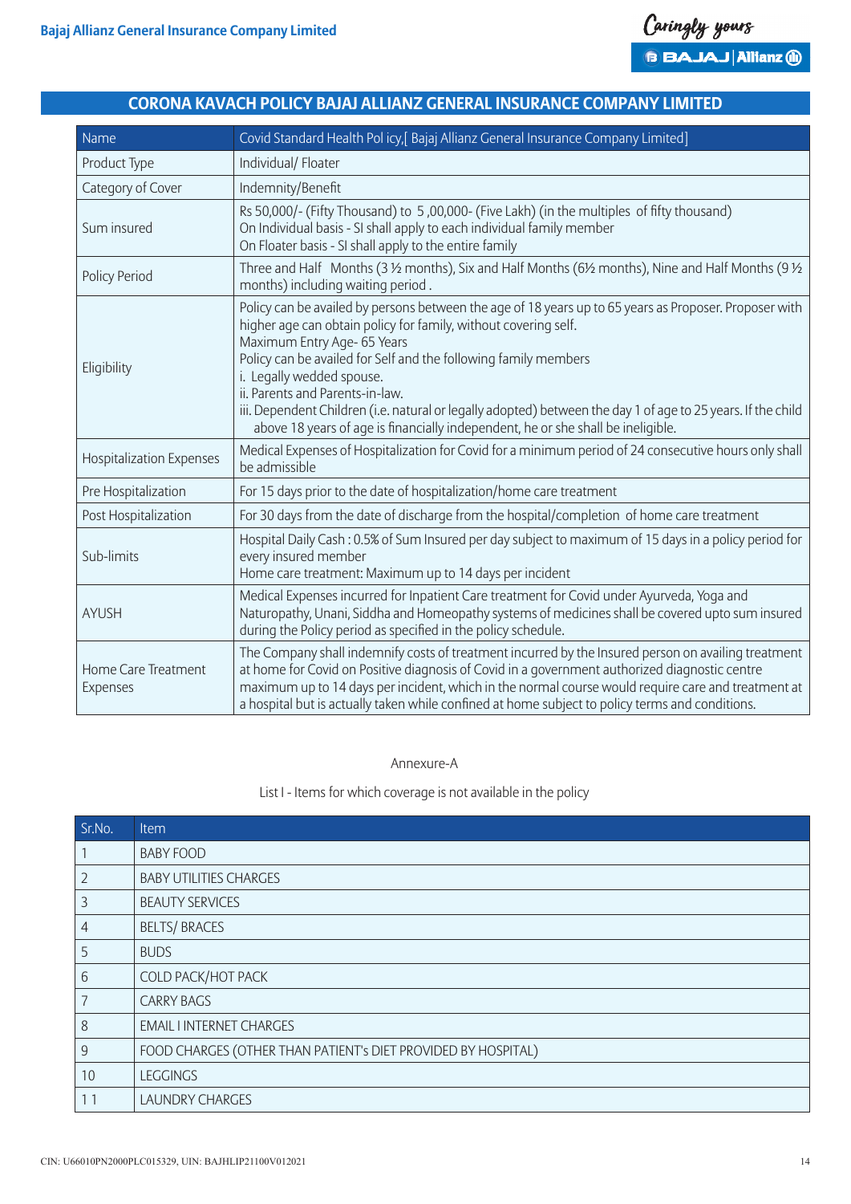## CORONA KAVACH POLICY BAJAJ ALLIANZ GENERAL INSURANCE COMPANY LIMITED

| Name | Covid Standard Health Pol icy,[ Bajaj Allianz General Insurance Company Limited] |
|---|---|
| Product Type | Individual/ Floater |
| Category of Cover | Indemnity/Benefit |
| Sum insured | Rs 50,000/- (Fifty Thousand) to 5 ,00,000- (Five Lakh) (in the multiples of fifty thousand)<br>On Individual basis - SI shall apply to each individual family member<br>On Floater basis - SI shall apply to the entire family |
| Policy Period | Three and Half Months (3 ½ months), Six and Half Months (6½ months), Nine and Half Months (9 ½ months) including waiting period . |
| Eligibility | Policy can be availed by persons between the age of 18 years up to 65 years as Proposer. Proposer with higher age can obtain policy for family, without covering self.<br>Maximum Entry Age- 65 Years<br>Policy can be availed for Self and the following family members<br>i. Legally wedded spouse.<br>ii. Parents and Parents-in-law.<br>iii. Dependent Children (i.e. natural or legally adopted) between the day 1 of age to 25 years. If the child above 18 years of age is financially independent, he or she shall be ineligible. |
| Hospitalization Expenses | Medical Expenses of Hospitalization for Covid for a minimum period of 24 consecutive hours only shall be admissible |
| Pre Hospitalization | For 15 days prior to the date of hospitalization/home care treatment |
| Post Hospitalization | For 30 days from the date of discharge from the hospital/completion of home care treatment |
| Sub-limits | Hospital Daily Cash : 0.5% of Sum Insured per day subject to maximum of 15 days in a policy period for every insured member<br>Home care treatment: Maximum up to 14 days per incident |
| AYUSH | Medical Expenses incurred for Inpatient Care treatment for Covid under Ayurveda, Yoga and Naturopathy, Unani, Siddha and Homeopathy systems of medicines shall be covered upto sum insured during the Policy period as specified in the policy schedule. |
| Home Care Treatment Expenses | The Company shall indemnify costs of treatment incurred by the Insured person on availing treatment at home for Covid on Positive diagnosis of Covid in a government authorized diagnostic centre maximum up to 14 days per incident, which in the normal course would require care and treatment at a hospital but is actually taken while confined at home subject to policy terms and conditions. |

Annexure-A

List I - Items for which coverage is not available in the policy

| Sr.No. | Item |
|---|---|
| 1 | BABY FOOD |
| 2 | BABY UTILITIES CHARGES |
| 3 | BEAUTY SERVICES |
| 4 | BELTS/ BRACES |
| 5 | BUDS |
| 6 | COLD PACK/HOT PACK |
| 7 | CARRY BAGS |
| 8 | EMAIL I INTERNET CHARGES |
| 9 | FOOD CHARGES (OTHER THAN PATIENT's DIET PROVIDED BY HOSPITAL) |
| 10 | LEGGINGS |
| 11 | LAUNDRY CHARGES |

CIN: U66010PN2000PLC015329, UIN: BAJHLIP21100V012021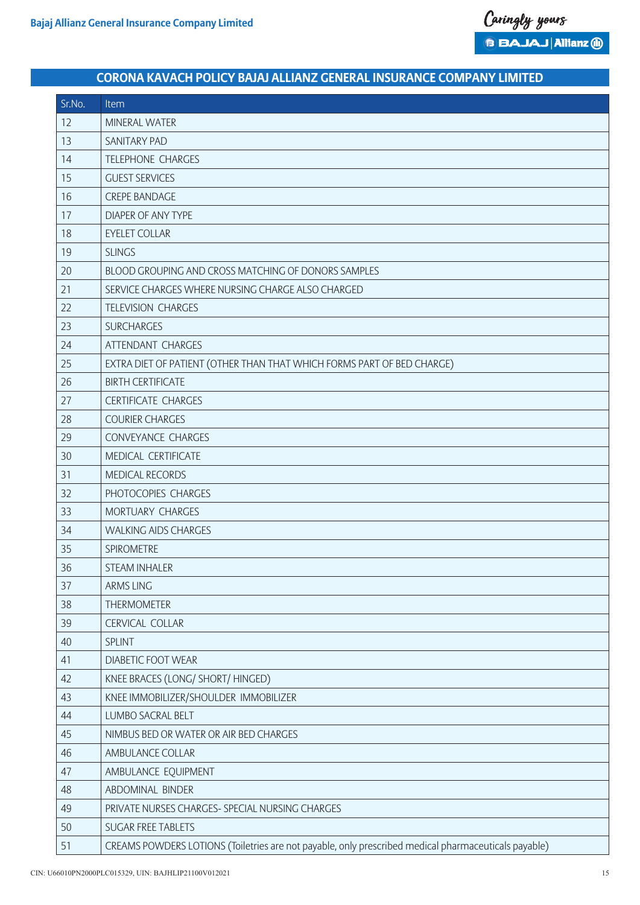## CORONA KAVACH POLICY BAJAJ ALLIANZ GENERAL INSURANCE COMPANY LIMITED

| Sr.No. | Item |
|---|---|
| 12 | MINERAL WATER |
| 13 | SANITARY PAD |
| 14 | TELEPHONE CHARGES |
| 15 | GUEST SERVICES |
| 16 | CREPE BANDAGE |
| 17 | DIAPER OF ANY TYPE |
| 18 | EYELET COLLAR |
| 19 | SLINGS |
| 20 | BLOOD GROUPING AND CROSS MATCHING OF DONORS SAMPLES |
| 21 | SERVICE CHARGES WHERE NURSING CHARGE ALSO CHARGED |
| 22 | TELEVISION CHARGES |
| 23 | SURCHARGES |
| 24 | ATTENDANT CHARGES |
| 25 | EXTRA DIET OF PATIENT (OTHER THAN THAT WHICH FORMS PART OF BED CHARGE) |
| 26 | BIRTH CERTIFICATE |
| 27 | CERTIFICATE CHARGES |
| 28 | COURIER CHARGES |
| 29 | CONVEYANCE CHARGES |
| 30 | MEDICAL CERTIFICATE |
| 31 | MEDICAL RECORDS |
| 32 | PHOTOCOPIES CHARGES |
| 33 | MORTUARY CHARGES |
| 34 | WALKING AIDS CHARGES |
| 35 | SPIROMETRE |
| 36 | STEAM INHALER |
| 37 | ARMS LING |
| 38 | THERMOMETER |
| 39 | CERVICAL COLLAR |
| 40 | SPLINT |
| 41 | DIABETIC FOOT WEAR |
| 42 | KNEE BRACES (LONG/ SHORT/ HINGED) |
| 43 | KNEE IMMOBILIZER/SHOULDER IMMOBILIZER |
| 44 | LUMBO SACRAL BELT |
| 45 | NIMBUS BED OR WATER OR AIR BED CHARGES |
| 46 | AMBULANCE COLLAR |
| 47 | AMBULANCE EQUIPMENT |
| 48 | ABDOMINAL BINDER |
| 49 | PRIVATE NURSES CHARGES- SPECIAL NURSING CHARGES |
| 50 | SUGAR FREE TABLETS |
| 51 | CREAMS POWDERS LOTIONS (Toiletries are not payable, only prescribed medical pharmaceuticals payable) |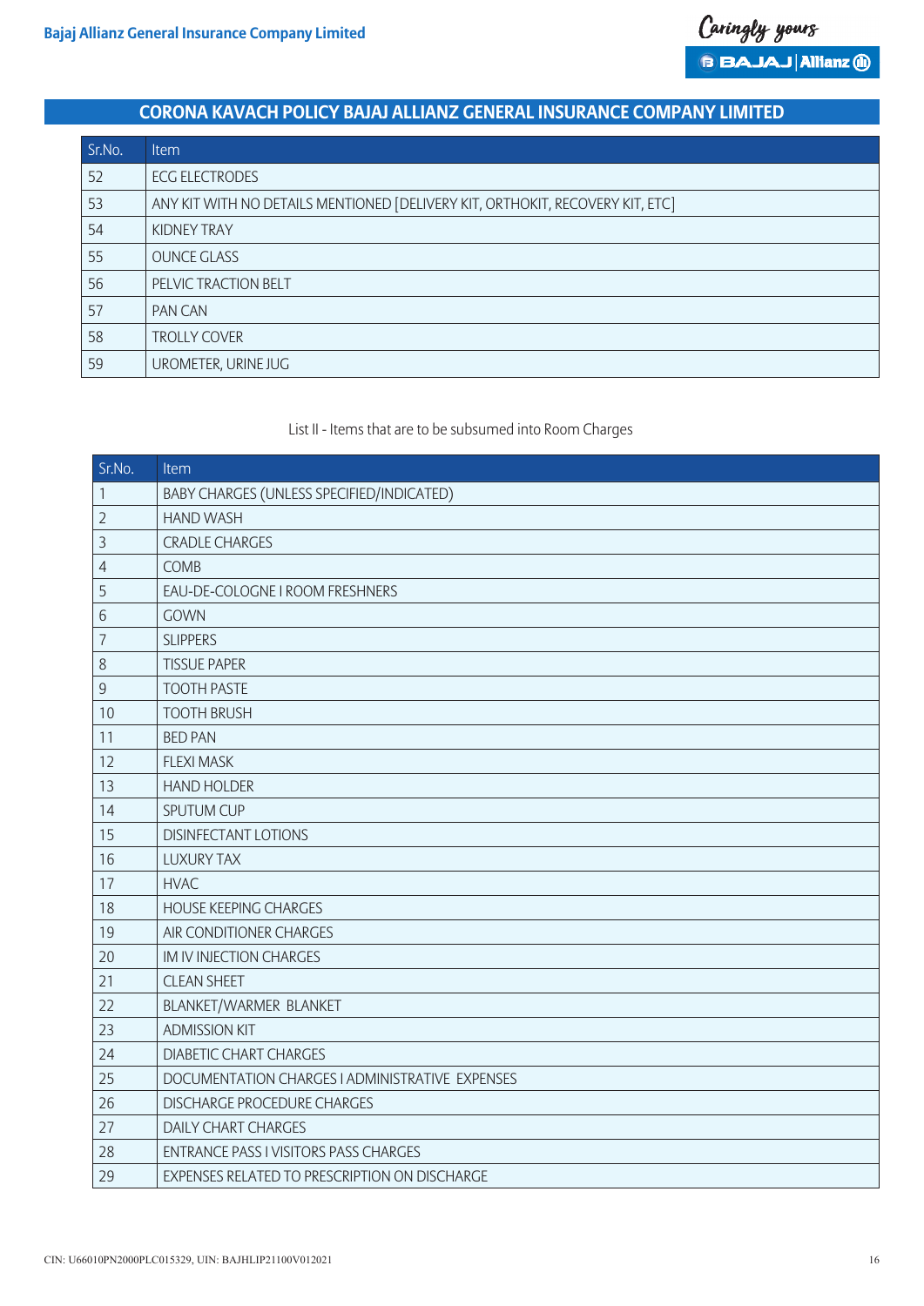## CORONA KAVACH POLICY BAJAJ ALLIANZ GENERAL INSURANCE COMPANY LIMITED

| Sr.No. | Item |
|---|---|
| 52 | ECG ELECTRODES |
| 53 | ANY KIT WITH NO DETAILS MENTIONED [DELIVERY KIT, ORTHOKIT, RECOVERY KIT, ETC] |
| 54 | KIDNEY TRAY |
| 55 | OUNCE GLASS |
| 56 | PELVIC TRACTION BELT |
| 57 | PAN CAN |
| 58 | TROLLY COVER |
| 59 | UROMETER, URINE JUG |

List II - Items that are to be subsumed into Room Charges

| Sr.No. | Item |
|---|---|
| 1 | BABY CHARGES (UNLESS SPECIFIED/INDICATED) |
| 2 | HAND WASH |
| 3 | CRADLE CHARGES |
| 4 | COMB |
| 5 | EAU-DE-COLOGNE I ROOM FRESHNERS |
| 6 | GOWN |
| 7 | SLIPPERS |
| 8 | TISSUE PAPER |
| 9 | TOOTH PASTE |
| 10 | TOOTH BRUSH |
| 11 | BED PAN |
| 12 | FLEXI MASK |
| 13 | HAND HOLDER |
| 14 | SPUTUM CUP |
| 15 | DISINFECTANT LOTIONS |
| 16 | LUXURY TAX |
| 17 | HVAC |
| 18 | HOUSE KEEPING CHARGES |
| 19 | AIR CONDITIONER CHARGES |
| 20 | IM IV INJECTION CHARGES |
| 21 | CLEAN SHEET |
| 22 | BLANKET/WARMER BLANKET |
| 23 | ADMISSION KIT |
| 24 | DIABETIC CHART CHARGES |
| 25 | DOCUMENTATION CHARGES I ADMINISTRATIVE EXPENSES |
| 26 | DISCHARGE PROCEDURE CHARGES |
| 27 | DAILY CHART CHARGES |
| 28 | ENTRANCE PASS I VISITORS PASS CHARGES |
| 29 | EXPENSES RELATED TO PRESCRIPTION ON DISCHARGE |

CIN: U66010PN2000PLC015329, UIN: BAJHLIP21100V012021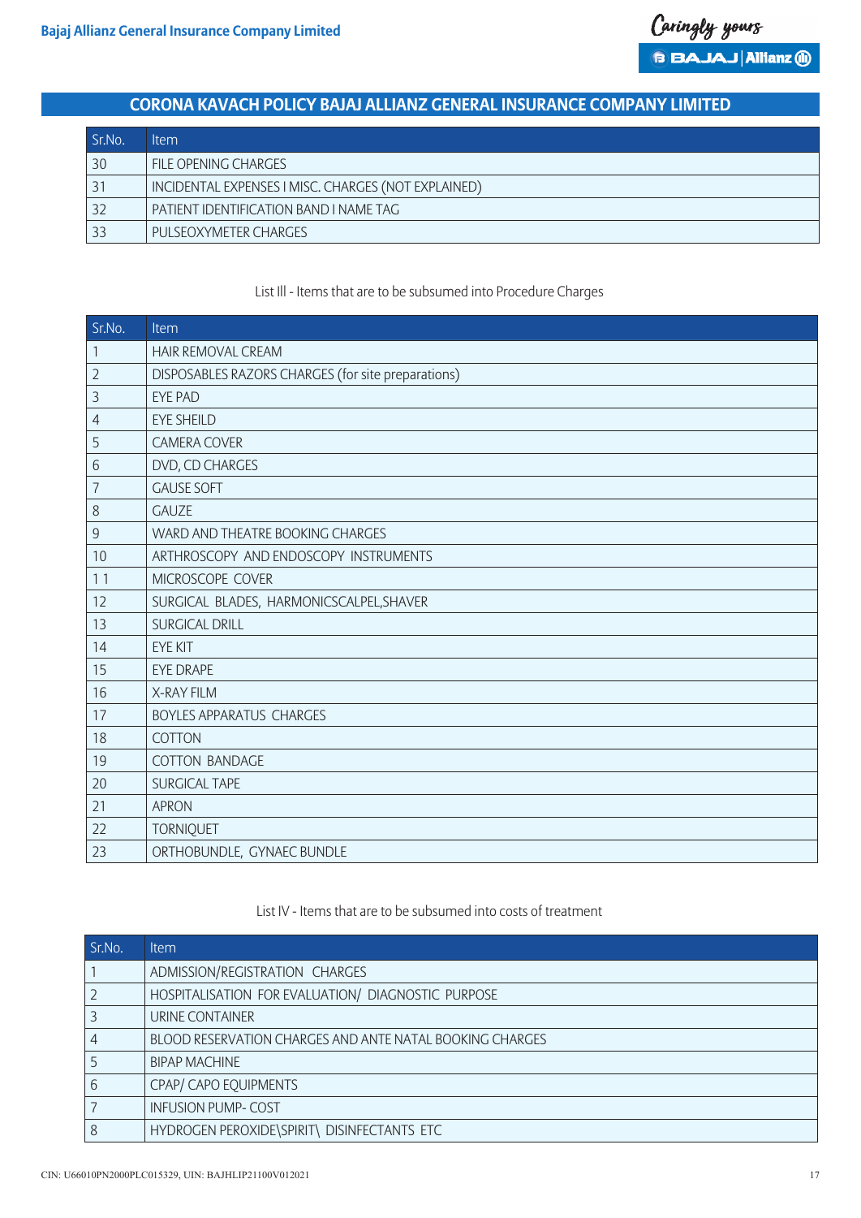## CORONA KAVACH POLICY BAJAJ ALLIANZ GENERAL INSURANCE COMPANY LIMITED

| Sr.No. | Item |
|---|---|
| 30 | FILE OPENING CHARGES |
| 31 | INCIDENTAL EXPENSES I MISC. CHARGES (NOT EXPLAINED) |
| 32 | PATIENT IDENTIFICATION BAND I NAME TAG |
| 33 | PULSEOXYMETER CHARGES |

List III - Items that are to be subsumed into Procedure Charges

| Sr.No. | Item |
|---|---|
| 1 | HAIR REMOVAL CREAM |
| 2 | DISPOSABLES RAZORS CHARGES (for site preparations) |
| 3 | EYE PAD |
| 4 | EYE SHEILD |
| 5 | CAMERA COVER |
| 6 | DVD, CD CHARGES |
| 7 | GAUSE SOFT |
| 8 | GAUZE |
| 9 | WARD AND THEATRE BOOKING CHARGES |
| 10 | ARTHROSCOPY AND ENDOSCOPY INSTRUMENTS |
| 11 | MICROSCOPE COVER |
| 12 | SURGICAL BLADES, HARMONICSCALPEL,SHAVER |
| 13 | SURGICAL DRILL |
| 14 | EYE KIT |
| 15 | EYE DRAPE |
| 16 | X-RAY FILM |
| 17 | BOYLES APPARATUS CHARGES |
| 18 | COTTON |
| 19 | COTTON BANDAGE |
| 20 | SURGICAL TAPE |
| 21 | APRON |
| 22 | TORNIQUET |
| 23 | ORTHOBUNDLE, GYNAEC BUNDLE |

List IV - Items that are to be subsumed into costs of treatment

| Sr.No. | Item |
|---|---|
| 1 | ADMISSION/REGISTRATION CHARGES |
| 2 | HOSPITALISATION FOR EVALUATION/ DIAGNOSTIC PURPOSE |
| 3 | URINE CONTAINER |
| 4 | BLOOD RESERVATION CHARGES AND ANTE NATAL BOOKING CHARGES |
| 5 | BIPAP MACHINE |
| 6 | CPAP/ CAPO EQUIPMENTS |
| 7 | INFUSION PUMP- COST |
| 8 | HYDROGEN PEROXIDE\SPIRIT\ DISINFECTANTS ETC |

CIN: U66010PN2000PLC015329, UIN: BAJHLIP21100V012021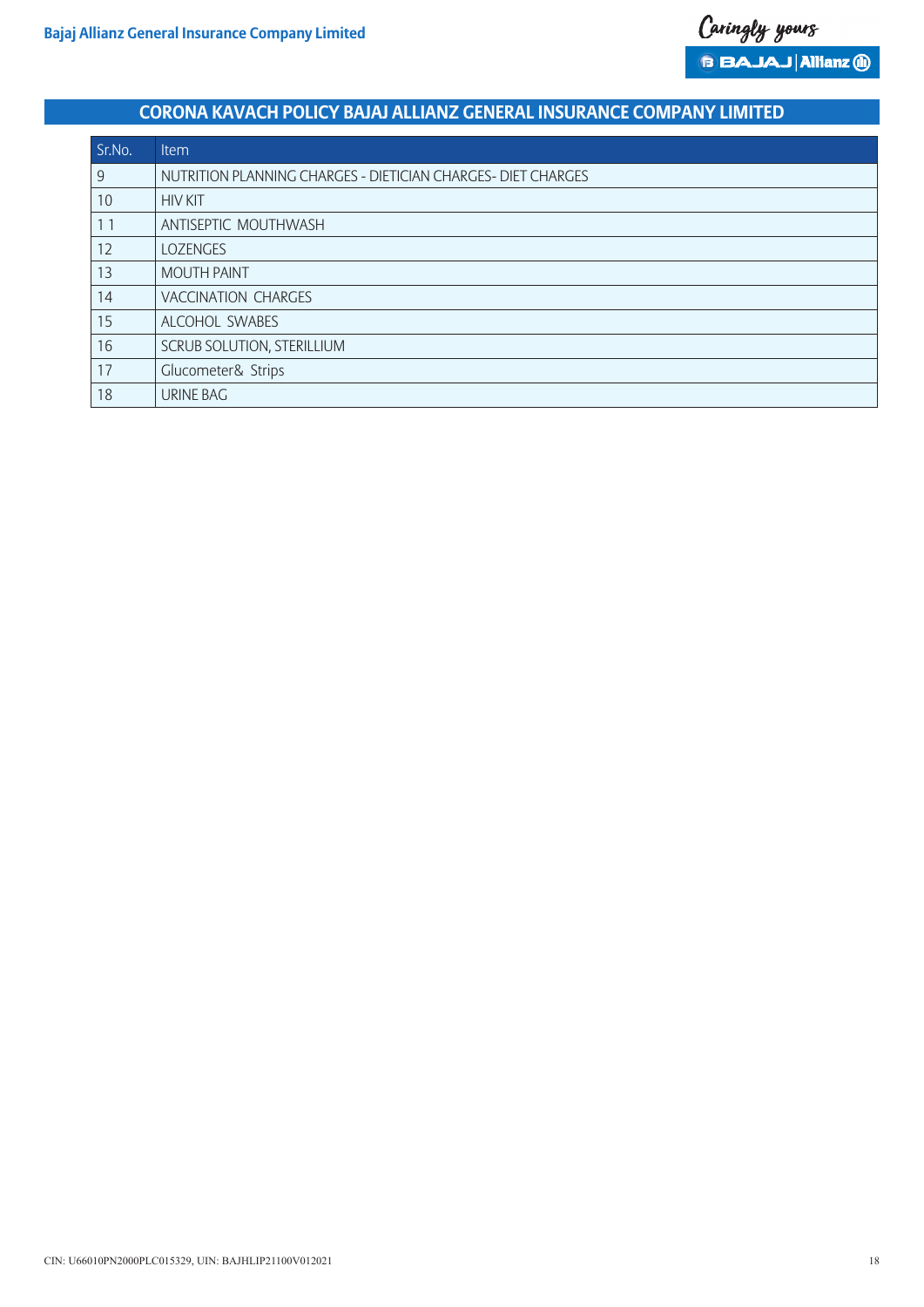## CORONA KAVACH POLICY BAJAJ ALLIANZ GENERAL INSURANCE COMPANY LIMITED

| Sr.No. | Item |
|---|---|
| 9 | NUTRITION PLANNING CHARGES - DIETICIAN CHARGES- DIET CHARGES |
| 10 | HIV KIT |
| 11 | ANTISEPTIC MOUTHWASH |
| 12 | LOZENGES |
| 13 | MOUTH PAINT |
| 14 | VACCINATION CHARGES |
| 15 | ALCOHOL SWABES |
| 16 | SCRUB SOLUTION, STERILLIUM |
| 17 | Glucometer& Strips |
| 18 | URINE BAG |

CIN: U66010PN2000PLC015329, UIN: BAJHLIP21100V012021